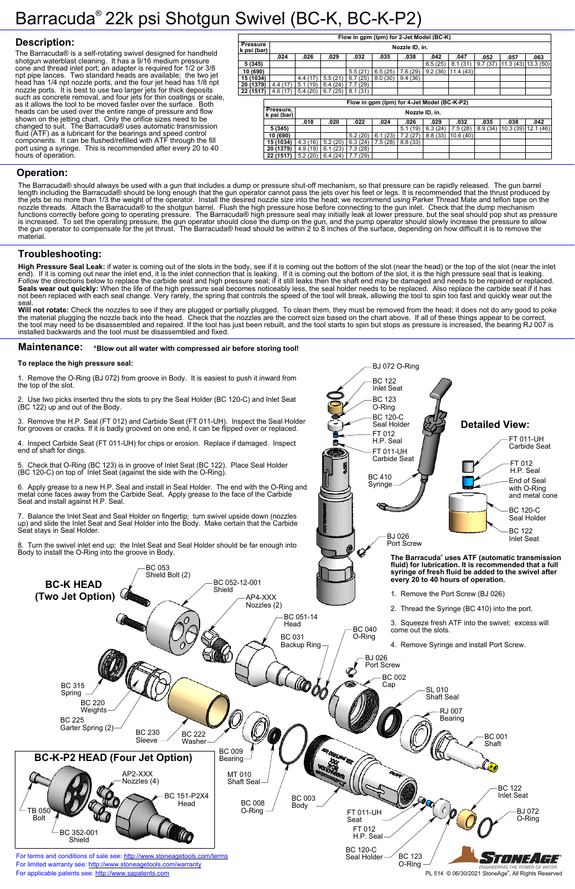# Barracuda® 22k psi Shotgun Swivel (BC-K, BC-K-P2)

## Description:

The Barracuda® is a self-rotating swivel designed for handheld shotgun waterblast cleaning. It has a 9/16 medium pressure cone and thread inlet port; an adapter is required for 1/2 or 3/8 npt pipe lances. Two standard heads are available; the two jet head has 1/4 npt nozzle ports, and the four jet head has 1/8 npt nozzle ports. It is best to use two larger jets for thick deposits such as concrete removal, and four jets for thin coatings or scale, as it allows the tool to be moved faster over the surface. Both heads can be used over the entire range of pressure and flow shown on the jetting chart. Only the orifice sizes need to be changed to suit. The Barracuda® uses automatic transmission fluid (ATF) as a lubricant for the bearings and speed control components. It can be flushed/refilled with ATF through the fill port using a syringe. This is recommended after every 20 to 40 hours of operation.

**Flow in gpm (lpm) for 2-Jet Model (BC-K)**

| Pressure k psi (bar) | Nozzle ID, in. | | | | | | | | | | |
|---|---|---|---|---|---|---|---|---|---|---|---|
| | .024 | .026 | .029 | .032 | .035 | .038 | .042 | .047 | .052 | .057 | .063 |
| 5 (345) | | | | | | | 6.5 (25) | 8.1 (31) | 9.7 (37) | 11.3 (43) | 13.3 (50) |
| 10 (690) | | | | 5.5 (21) | 6.5 (25) | 7.6 (29) | 9.2 (36) | 11.4 (43) | | | |
| 15 (1034) | | 4.4 (17) | 5.5 (21) | 6.7 (25) | 8.0 (30) | 9.4 (36) | | | | | |
| 20 (1379) | 4.4 (17) | 5.1 (19) | 6.4 (24) | 7.7 (29) | | | | | | | |
| 22 (1517) | 4.6 (17) | 5.4 (20) | 6.7 (25) | 8.1 (31) | | | | | | | |

**Flow in gpm (lpm) for 4-Jet Model (BC-K-P2)**

| Pressure, k psi (bar) | Nozzle ID, in. | | | | | | | | | |
|---|---|---|---|---|---|---|---|---|---|---|
| | .018 | .020 | .022 | .024 | .026 | .029 | .032 | .035 | .038 | .042 |
| 5 (345) | | | | | 5.1 (19) | 6.3 (24) | 7.5 (28) | 8.9 (34) | 10.3 (39) | 12.1 (46) |
| 10 (690) | | | 5.2 (20) | 6.1 (23) | 7.2 (27) | 8.8 (33) | 10.6 (40) | | | |
| 15 (1034) | 4.3 (16) | 5.2 (20) | 6.3 (24) | 7.5 (28) | 8.8 (33) | | | | | |
| 20 (1379) | 4.9 (19) | 6.1 (23) | 7.3 (28) | | | | | | | |
| 22 (1517) | 5.2 (20) | 6.4 (24) | 7.7 (29) | | | | | | | |

## Operation:

The Barracuda® should always be used with a gun that includes a dump or pressure shut-off mechanism, so that pressure can be rapidly released. The gun barrel length including the Barracuda® should be long enough that the gun operator cannot pass the jets over his feet or legs. It is recommended that the thrust produced by the jets be no more than 1/3 the weight of the operator. Install the desired nozzle size into the head; we recommend using Parker Thread Mate and teflon tape on the nozzle threads. Attach the Barracuda® to the shotgun barrel. Flush the high pressure hose before connecting to the gun inlet. Check that the dump mechanism functions correctly before going to operating pressure. The Barracuda® high pressure seal may initially leak at lower pressure, but the seal should pop shut as pressure is increased. To set the operating pressure, the gun operator should close the dump on the gun, and the pump operator should slowly increase the pressure to allow the gun operator to compensate for the jet thrust. The Barracuda® head should be within 2 to 8 inches of the surface, depending on how difficult it is to remove the material.

## Troubleshooting:

**High Pressure Seal Leak:** if water is coming out of the slots in the body, see if it is coming out the bottom of the slot (near the head) or the top of the slot (near the inlet end). If it is coming out near the inlet end, it is the inlet connection that is leaking. If it is coming out the bottom of the slot, it is the high pressure seal that is leaking. Follow the directions below to replace the carbide seat and high pressure seal; if it still leaks then the shaft end may be damaged and needs to be repaired or replaced.
**Seals wear out quickly:** When the life of the high pressure seal becomes noticeably less, the seal holder needs to be replaced. Also replace the carbide seat if it has not been replaced with each seal change. Very rarely, the spring that controls the speed of the tool will break, allowing the tool to spin too fast and quickly wear out the seal.
**Will not rotate:** Check the nozzles to see if they are plugged or partially plugged. To clean them, they must be removed from the head; it does not do any good to poke the material plugging the nozzle back into the head. Check that the nozzles are the correct size based on the chart above. If all of these things appear to be correct, the tool may need to be disassembled and repaired. If the tool has just been rebuilt, and the tool starts to spin but stops as pressure is increased, the bearing RJ 007 is installed backwards and the tool must be disassembled and fixed.

## Maintenance: *Blow out all water with compressed air before storing tool!

**To replace the high pressure seal:**

1. Remove the O-Ring (BJ 072) from groove in Body. It is easiest to push it inward from the top of the slot.
2. Use two picks inserted thru the slots to pry the Seal Holder (BC 120-C) and Inlet Seat (BC 122) up and out of the Body.
3. Remove the H.P. Seal (FT 012) and Carbide Seat (FT 011-UH). Inspect the Seal Holder for grooves or cracks. If it is badly grooved on one end, it can be flipped over or replaced.
4. Inspect Carbide Seat (FT 011-UH) for chips or erosion. Replace if damaged. Inspect end of shaft for dings.
5. Check that O-Ring (BC 123) is in groove of Inlet Seat (BC 122). Place Seal Holder (BC 120-C) on top of Inlet Seat (against the side with the O-Ring).
6. Apply grease to a new H.P. Seal and install in Seal Holder. The end with the O-Ring and metal cone faces away from the Carbide Seat. Apply grease to the face of the Carbide Seat and install against H.P. Seal.
7. Balance the Inlet Seat and Seal Holder on fingertip; turn swivel upside down (nozzles up) and slide the Inlet Seat and Seal Holder into the Body. Make certain that the Carbide Seat stays in Seal Holder.
8. Turn the swivel inlet end up; the Inlet Seat and Seal Holder should be far enough into Body to install the O-Ring into the groove in Body.

BJ 072 O-Ring; BC 122 Inlet Seat; BC 123 O-Ring; BC 120-C Seal Holder; FT 012 H.P. Seal; FT 011-UH Carbide Seat; BC 410 Syringe; BJ 026 Port Screw

**Detailed View:**
FT 011-UH Carbide Seat; FT 012 H.P. Seal; End of Seal with O-Ring and metal cone; BC 120-C Seal Holder; BC 122 Inlet Seat

**The Barracuda® uses ATF (automatic transmission fluid) for lubrication. It is recommended that a full syringe of fresh fluid be added to the swivel after every 20 to 40 hours of operation.**

1. Remove the Port Screw (BJ 026)
2. Thread the Syringe (BC 410) into the port.
3. Squeeze fresh ATF into the swivel; excess will come out the slots.
4. Remove Syringe and install Port Screw.

**BC-K HEAD (Two Jet Option)**

BC 053 Shield Bolt (2); BC 052-12-001 Shield; AP4-XXX Nozzles (2); BC 051-14 Head; BC 031 Backup Ring; BC 040 O-Ring; BJ 026 Port Screw; BC 002 Cap; SL 010 Shaft Seal; RJ 007 Bearing; BC 001 Shaft; BC 315 Spring; BC 220 Weights; BC 225 Garter Spring (2); BC 230 Sleeve; BC 222 Washer; BC 009 Bearing; MT 010 Shaft Seal; BC 008 O-Ring; BC 003 Body; FT 011-UH Seat; FT 012 H.P. Seal; BC 120-C Seal Holder; BC 123 O-Ring; BC 122 Inlet Seat; BJ 072 O-Ring

**BC-K-P2 HEAD (Four Jet Option)**

AP2-XXX Nozzles (4); BC 151-P2X4 Head; TB 050 Bolt; BC 352-001 Shield

For terms and conditions of sale see: http://www.stoneagetools.com/terms
For limited warranty see: http://www.stoneagetools.com/warranty
For applicable patents see: http://www.sapatents.com

PL 514 © 06/30/2021 StoneAge®, All Rights Reserved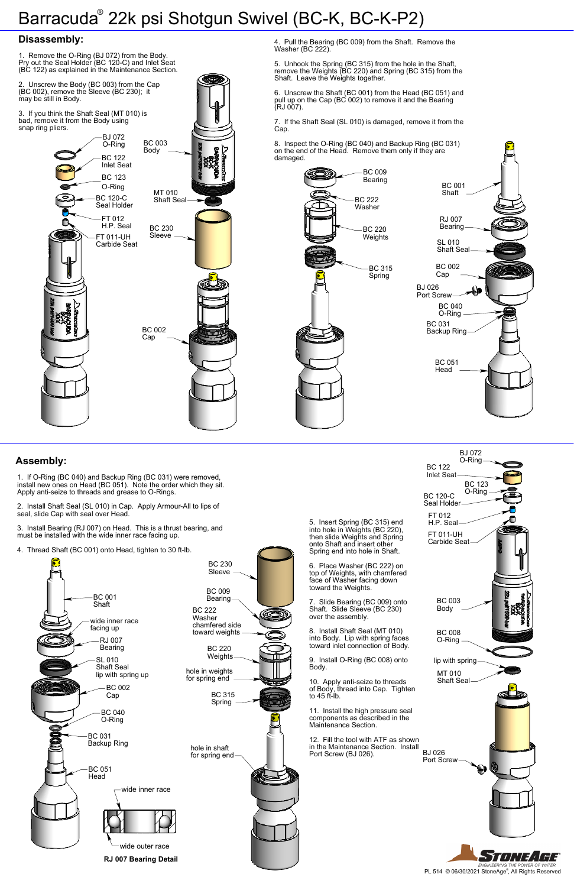# Barracuda® 22k psi Shotgun Swivel (BC-K, BC-K-P2)

## Disassembly:

1. Remove the O-Ring (BJ 072) from the Body. Pry out the Seal Holder (BC 120-C) and Inlet Seat (BC 122) as explained in the Maintenance Section.

2. Unscrew the Body (BC 003) from the Cap (BC 002), remove the Sleeve (BC 230); it may be still in Body.

3. If you think the Shaft Seal (MT 010) is bad, remove it from the Body using snap ring pliers.

4. Pull the Bearing (BC 009) from the Shaft. Remove the Washer (BC 222).

5. Unhook the Spring (BC 315) from the hole in the Shaft, remove the Weights (BC 220) and Spring (BC 315) from the Shaft. Leave the Weights together.

6. Unscrew the Shaft (BC 001) from the Head (BC 051) and pull up on the Cap (BC 002) to remove it and the Bearing (RJ 007).

7. If the Shaft Seal (SL 010) is damaged, remove it from the Cap.

8. Inspect the O-Ring (BC 040) and Backup Ring (BC 031) on the end of the Head. Remove them only if they are damaged.

BJ 072
O-Ring

BC 122
Inlet Seat

BC 123
O-Ring

BC 120-C
Seal Holder

FT 012
H.P. Seal

FT 011-UH
Carbide Seat

BC 003
Body

MT 010
Shaft Seal

BC 230
Sleeve

BC 002
Cap

BC 009
Bearing

BC 222
Washer

BC 220
Weights

BC 315
Spring

BC 001
Shaft

RJ 007
Bearing

SL 010
Shaft Seal

BC 002
Cap

BJ 026
Port Screw

BC 040
O-Ring

BC 031
Backup Ring

BC 051
Head

## Assembly:

1. If O-Ring (BC 040) and Backup Ring (BC 031) were removed, install new ones on Head (BC 051). Note the order which they sit. Apply anti-seize to threads and grease to O-Rings.

2. Install Shaft Seal (SL 010) in Cap. Apply Armour-All to lips of seal, slide Cap with seal over Head.

3. Install Bearing (RJ 007) on Head. This is a thrust bearing, and must be installed with the wide inner race facing up.

4. Thread Shaft (BC 001) onto Head, tighten to 30 ft-lb.

5. Insert Spring (BC 315) end into hole in Weights (BC 220), then slide Weights and Spring onto Shaft and insert other Spring end into hole in Shaft.

6. Place Washer (BC 222) on top of Weights, with chamfered face of Washer facing down toward the Weights.

7. Slide Bearing (BC 009) onto Shaft. Slide Sleeve (BC 230) over the assembly.

8. Install Shaft Seal (MT 010) into Body. Lip with spring faces toward inlet connection of Body.

9. Install O-Ring (BC 008) onto Body.

10. Apply anti-seize to threads of Body, thread into Cap. Tighten to 45 ft-lb.

11. Install the high pressure seal components as described in the Maintenance Section.

12. Fill the tool with ATF as shown in the Maintenance Section. Install Port Screw (BJ 026).

BC 001
Shaft

wide inner race
facing up

RJ 007
Bearing

SL 010
Shaft Seal
lip with spring up

BC 002
Cap

BC 040
O-Ring

BC 031
Backup Ring

BC 051
Head

wide inner race

wide outer race

**RJ 007 Bearing Detail**

BC 230
Sleeve

BC 009
Bearing

BC 222
Washer
chamfered side
toward weights

BC 220
Weights

hole in weights
for spring end

BC 315
Spring

hole in shaft
for spring end

BJ 072
O-Ring

BC 122
Inlet Seat

BC 123
O-Ring

BC 120-C
Seal Holder

FT 012
H.P. Seal

FT 011-UH
Carbide Seat

BC 003
Body

BC 008
O-Ring

lip with spring

MT 010
Shaft Seal

BJ 026
Port Screw

PL 514 © 06/30/2021 StoneAge®, All Rights Reserved